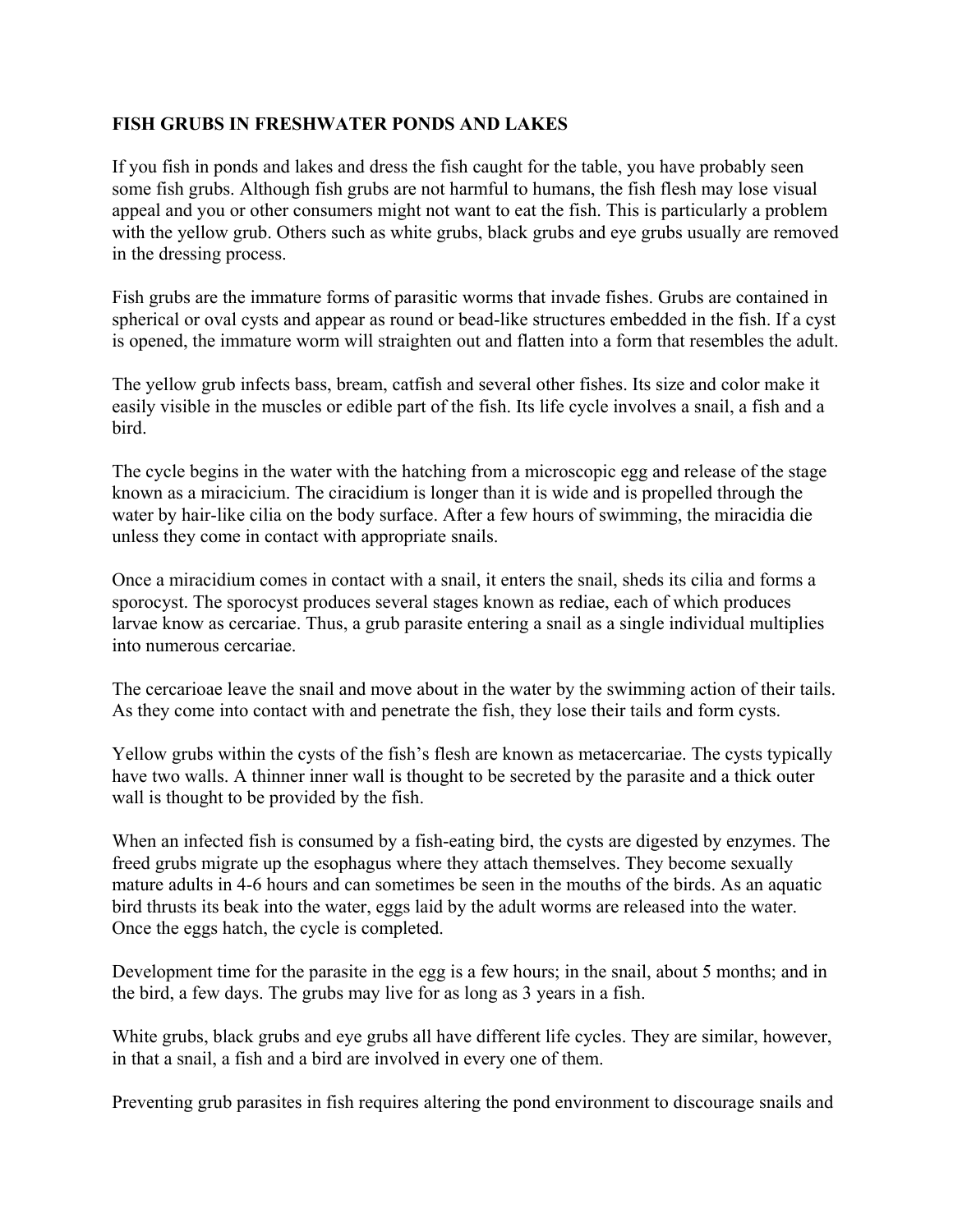**FISH GRUBS IN FRESHWATER PONDS AND LAKES**

If you fish in ponds and lakes and dress the fish caught for the table, you have probably seen some fish grubs. Although fish grubs are not harmful to humans, the fish flesh may lose visual appeal and you or other consumers might not want to eat the fish. This is particularly a problem with the yellow grub. Others such as white grubs, black grubs and eye grubs usually are removed in the dressing process.

Fish grubs are the immature forms of parasitic worms that invade fishes. Grubs are contained in spherical or oval cysts and appear as round or bead-like structures embedded in the fish. If a cyst is opened, the immature worm will straighten out and flatten into a form that resembles the adult.

The yellow grub infects bass, bream, catfish and several other fishes. Its size and color make it easily visible in the muscles or edible part of the fish. Its life cycle involves a snail, a fish and a bird.

The cycle begins in the water with the hatching from a microscopic egg and release of the stage known as a miracicium. The ciracidium is longer than it is wide and is propelled through the water by hair-like cilia on the body surface. After a few hours of swimming, the miracidia die unless they come in contact with appropriate snails.

Once a miracidium comes in contact with a snail, it enters the snail, sheds its cilia and forms a sporocyst. The sporocyst produces several stages known as rediae, each of which produces larvae know as cercariae. Thus, a grub parasite entering a snail as a single individual multiplies into numerous cercariae.

The cercarioae leave the snail and move about in the water by the swimming action of their tails. As they come into contact with and penetrate the fish, they lose their tails and form cysts.

Yellow grubs within the cysts of the fish's flesh are known as metacercariae. The cysts typically have two walls. A thinner inner wall is thought to be secreted by the parasite and a thick outer wall is thought to be provided by the fish.

When an infected fish is consumed by a fish-eating bird, the cysts are digested by enzymes. The freed grubs migrate up the esophagus where they attach themselves. They become sexually mature adults in 4-6 hours and can sometimes be seen in the mouths of the birds. As an aquatic bird thrusts its beak into the water, eggs laid by the adult worms are released into the water. Once the eggs hatch, the cycle is completed.

Development time for the parasite in the egg is a few hours; in the snail, about 5 months; and in the bird, a few days. The grubs may live for as long as 3 years in a fish.

White grubs, black grubs and eye grubs all have different life cycles. They are similar, however, in that a snail, a fish and a bird are involved in every one of them.

Preventing grub parasites in fish requires altering the pond environment to discourage snails and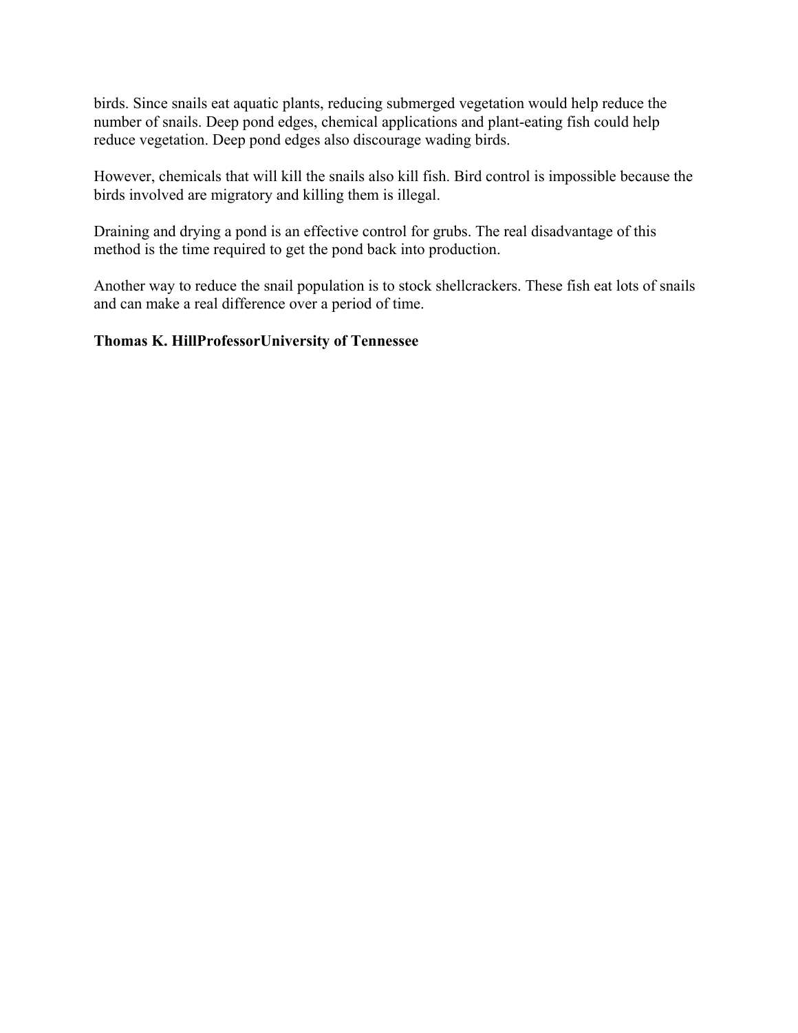birds. Since snails eat aquatic plants, reducing submerged vegetation would help reduce the number of snails. Deep pond edges, chemical applications and plant-eating fish could help reduce vegetation. Deep pond edges also discourage wading birds.

However, chemicals that will kill the snails also kill fish. Bird control is impossible because the birds involved are migratory and killing them is illegal.

Draining and drying a pond is an effective control for grubs. The real disadvantage of this method is the time required to get the pond back into production.

Another way to reduce the snail population is to stock shellcrackers. These fish eat lots of snails and can make a real difference over a period of time.

**Thomas K. HillProfessorUniversity of Tennessee**